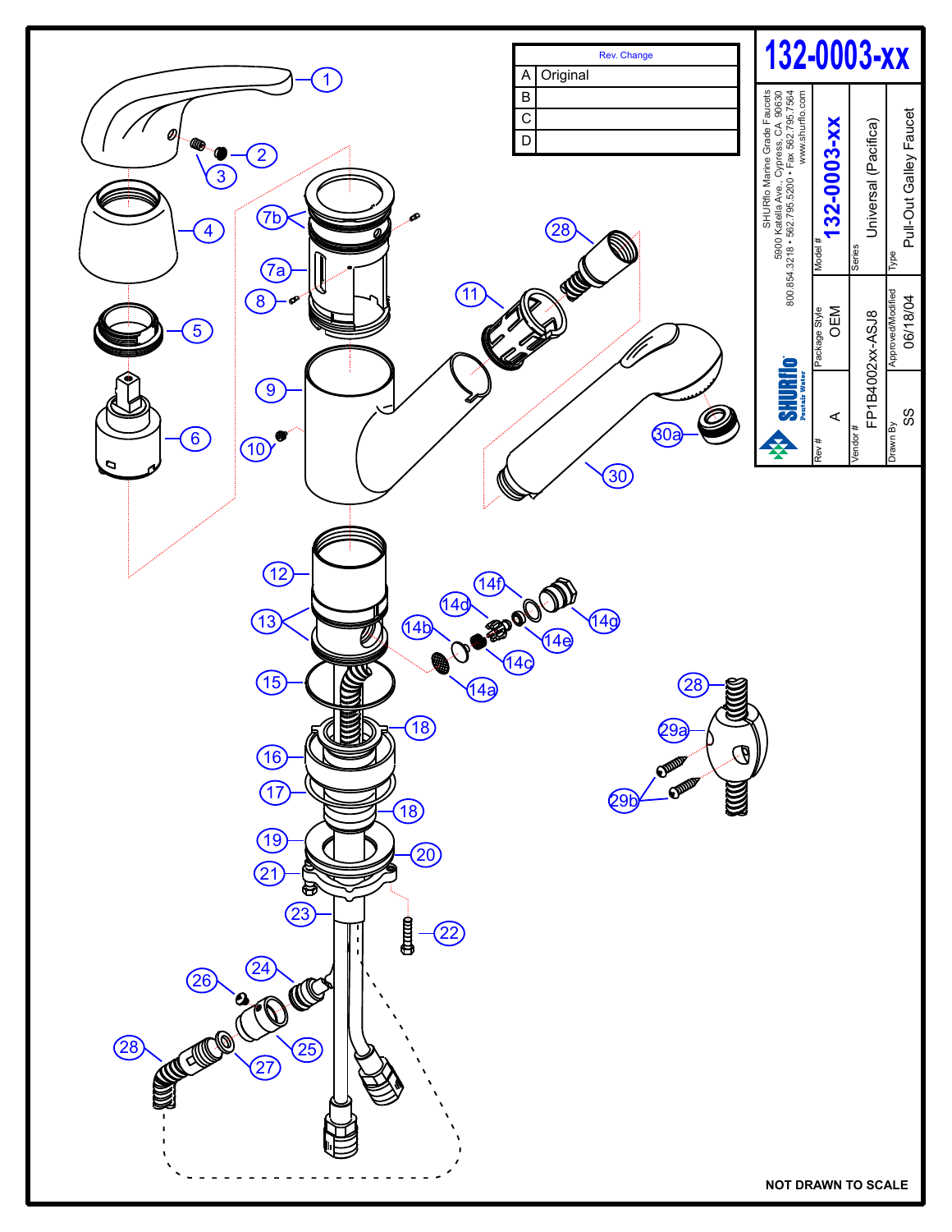# 132-0003-xx

| Rev. | Change |
|---|---|
| A | Original |
| B | |
| C | |
| D | |

SHURflo Marine Grade Faucets
5900 Katella Ave., Cypress, CA 90630
800.854.3218 • 562.795.5200 • Fax 562.795.7564
www.shurflo.com

SHURflo Pentair Water

| Rev # | Package Style | Model # |
|---|---|---|
| A | OEM | 132-0003-xx |

| Vendor # | Series |
|---|---|
| FP1B4002xx-ASJ8 | Universal (Pacifica) |

| Drawn By | Approved/Modified | Type |
|---|---|---|
| SS | 06/18/04 | Pull-Out Galley Faucet |

1, 2, 3, 4, 5, 6, 7a, 7b, 8, 9, 10, 11, 12, 13, 14a, 14b, 14c, 14d, 14e, 14f, 14g, 15, 16, 17, 18, 19, 20, 21, 22, 23, 24, 25, 26, 27, 28, 29a, 29b, 30, 30a

**NOT DRAWN TO SCALE**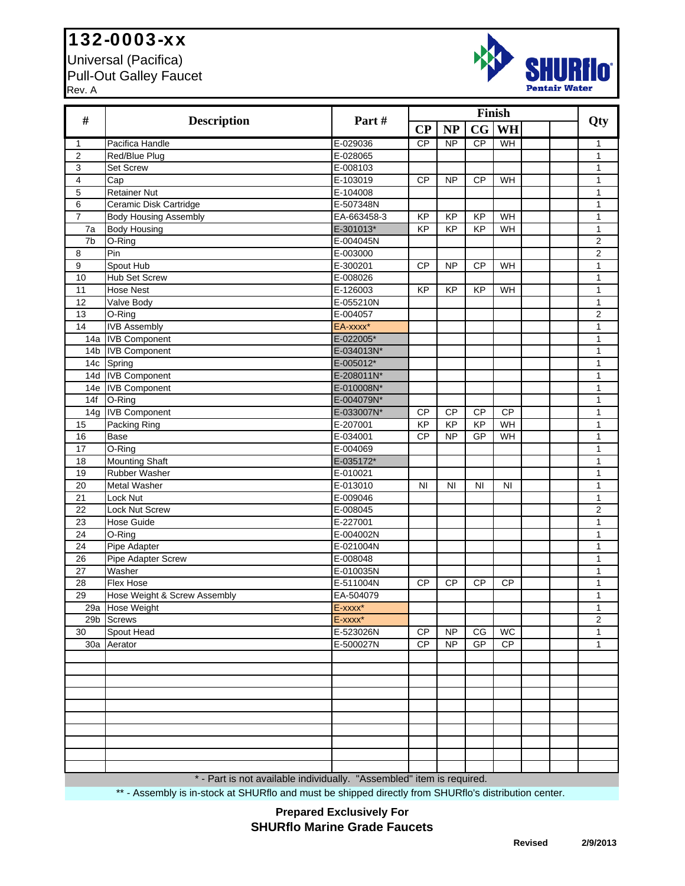# 132-0003-xx

Universal (Pacifica)
Pull-Out Galley Faucet
Rev. A

SHURflo Pentair Water

| # | Description | Part # | Finish | | | | | | Qty |
|---|---|---|---|---|---|---|---|---|---|
| | | | CP | NP | CG | WH | | | |
| 1 | Pacifica Handle | E-029036 | CP | NP | CP | WH | | | 1 |
| 2 | Red/Blue Plug | E-028065 | | | | | | | 1 |
| 3 | Set Screw | E-008103 | | | | | | | 1 |
| 4 | Cap | E-103019 | CP | NP | CP | WH | | | 1 |
| 5 | Retainer Nut | E-104008 | | | | | | | 1 |
| 6 | Ceramic Disk Cartridge | E-507348N | | | | | | | 1 |
| 7 | Body Housing Assembly | EA-663458-3 | KP | KP | KP | WH | | | 1 |
| 7a | Body Housing | E-301013* | KP | KP | KP | WH | | | 1 |
| 7b | O-Ring | E-004045N | | | | | | | 2 |
| 8 | Pin | E-003000 | | | | | | | 2 |
| 9 | Spout Hub | E-300201 | CP | NP | CP | WH | | | 1 |
| 10 | Hub Set Screw | E-008026 | | | | | | | 1 |
| 11 | Hose Nest | E-126003 | KP | KP | KP | WH | | | 1 |
| 12 | Valve Body | E-055210N | | | | | | | 1 |
| 13 | O-Ring | E-004057 | | | | | | | 2 |
| 14 | IVB Assembly | EA-xxxx* | | | | | | | 1 |
| 14a | IVB Component | E-022005* | | | | | | | 1 |
| 14b | IVB Component | E-034013N* | | | | | | | 1 |
| 14c | Spring | E-005012* | | | | | | | 1 |
| 14d | IVB Component | E-208011N* | | | | | | | 1 |
| 14e | IVB Component | E-010008N* | | | | | | | 1 |
| 14f | O-Ring | E-004079N* | | | | | | | 1 |
| 14g | IVB Component | E-033007N* | CP | CP | CP | CP | | | 1 |
| 15 | Packing Ring | E-207001 | KP | KP | KP | WH | | | 1 |
| 16 | Base | E-034001 | CP | NP | GP | WH | | | 1 |
| 17 | O-Ring | E-004069 | | | | | | | 1 |
| 18 | Mounting Shaft | E-035172* | | | | | | | 1 |
| 19 | Rubber Washer | E-010021 | | | | | | | 1 |
| 20 | Metal Washer | E-013010 | NI | NI | NI | NI | | | 1 |
| 21 | Lock Nut | E-009046 | | | | | | | 1 |
| 22 | Lock Nut Screw | E-008045 | | | | | | | 2 |
| 23 | Hose Guide | E-227001 | | | | | | | 1 |
| 24 | O-Ring | E-004002N | | | | | | | 1 |
| 24 | Pipe Adapter | E-021004N | | | | | | | 1 |
| 26 | Pipe Adapter Screw | E-008048 | | | | | | | 1 |
| 27 | Washer | E-010035N | | | | | | | 1 |
| 28 | Flex Hose | E-511004N | CP | CP | CP | CP | | | 1 |
| 29 | Hose Weight & Screw Assembly | EA-504079 | | | | | | | 1 |
| 29a | Hose Weight | E-xxxx* | | | | | | | 1 |
| 29b | Screws | E-xxxx* | | | | | | | 2 |
| 30 | Spout Head | E-523026N | CP | NP | CG | WC | | | 1 |
| 30a | Aerator | E-500027N | CP | NP | GP | CP | | | 1 |

* - Part is not available individually. "Assembled" item is required.

** - Assembly is in-stock at SHURflo and must be shipped directly from SHURflo's distribution center.

**Prepared Exclusively For**
**SHURflo Marine Grade Faucets**

**Revised** **2/9/2013**